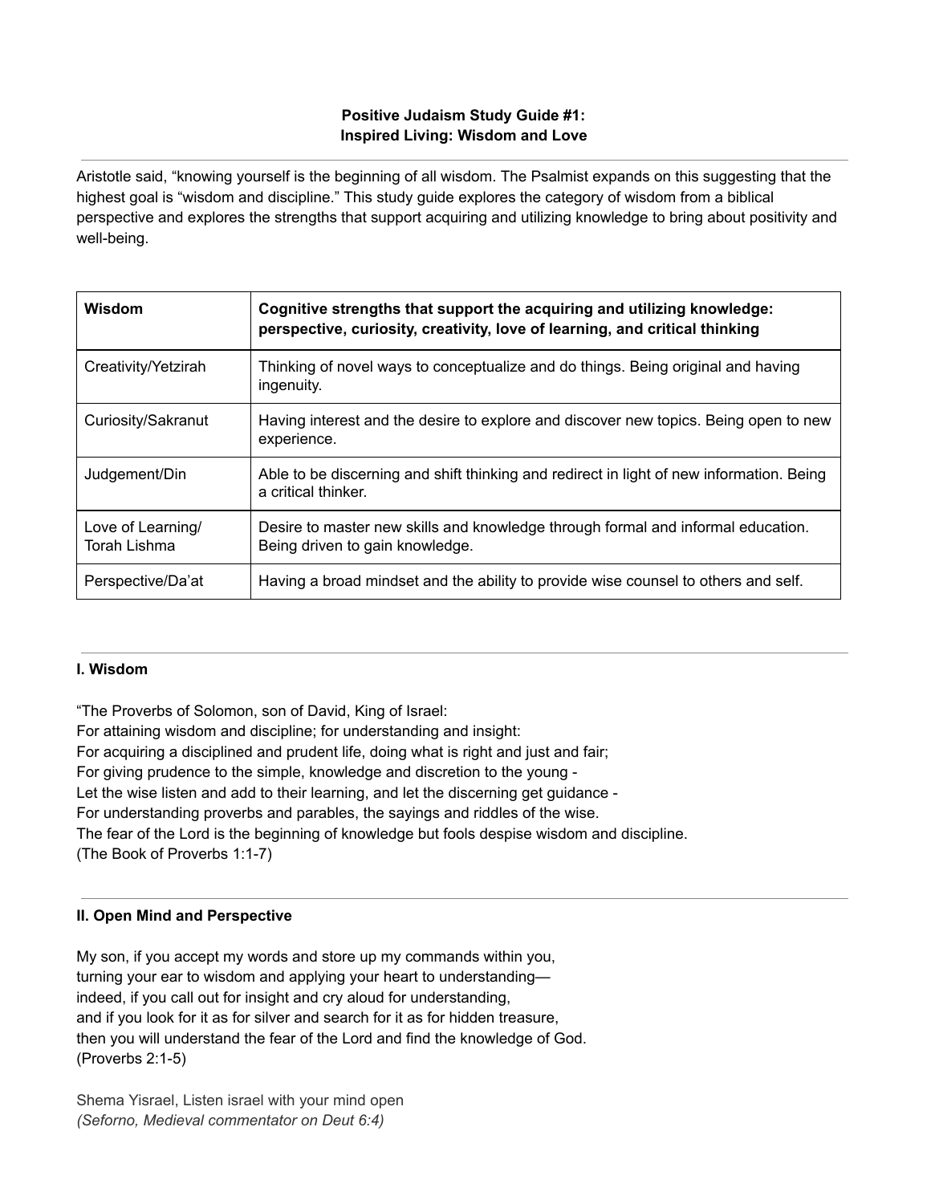# Positive Judaism Study Guide #1:
# Inspired Living: Wisdom and Love

Aristotle said, "knowing yourself is the beginning of all wisdom. The Psalmist expands on this suggesting that the highest goal is "wisdom and discipline." This study guide explores the category of wisdom from a biblical perspective and explores the strengths that support acquiring and utilizing knowledge to bring about positivity and well-being.

| **Wisdom** | **Cognitive strengths that support the acquiring and utilizing knowledge: perspective, curiosity, creativity, love of learning, and critical thinking** |
|---|---|
| Creativity/Yetzirah | Thinking of novel ways to conceptualize and do things. Being original and having ingenuity. |
| Curiosity/Sakranut | Having interest and the desire to explore and discover new topics. Being open to new experience. |
| Judgement/Din | Able to be discerning and shift thinking and redirect in light of new information. Being a critical thinker. |
| Love of Learning/ Torah Lishma | Desire to master new skills and knowledge through formal and informal education. Being driven to gain knowledge. |
| Perspective/Da'at | Having a broad mindset and the ability to provide wise counsel to others and self. |

### I. Wisdom

"The Proverbs of Solomon, son of David, King of Israel:
For attaining wisdom and discipline; for understanding and insight:
For acquiring a disciplined and prudent life, doing what is right and just and fair;
For giving prudence to the simple, knowledge and discretion to the young -
Let the wise listen and add to their learning, and let the discerning get guidance -
For understanding proverbs and parables, the sayings and riddles of the wise.
The fear of the Lord is the beginning of knowledge but fools despise wisdom and discipline.
(The Book of Proverbs 1:1-7)

### II. Open Mind and Perspective

My son, if you accept my words and store up my commands within you,
turning your ear to wisdom and applying your heart to understanding—
indeed, if you call out for insight and cry aloud for understanding,
and if you look for it as for silver and search for it as for hidden treasure,
then you will understand the fear of the Lord and find the knowledge of God.
(Proverbs 2:1-5)

Shema Yisrael, Listen israel with your mind open
*(Seforno, Medieval commentator on Deut 6:4)*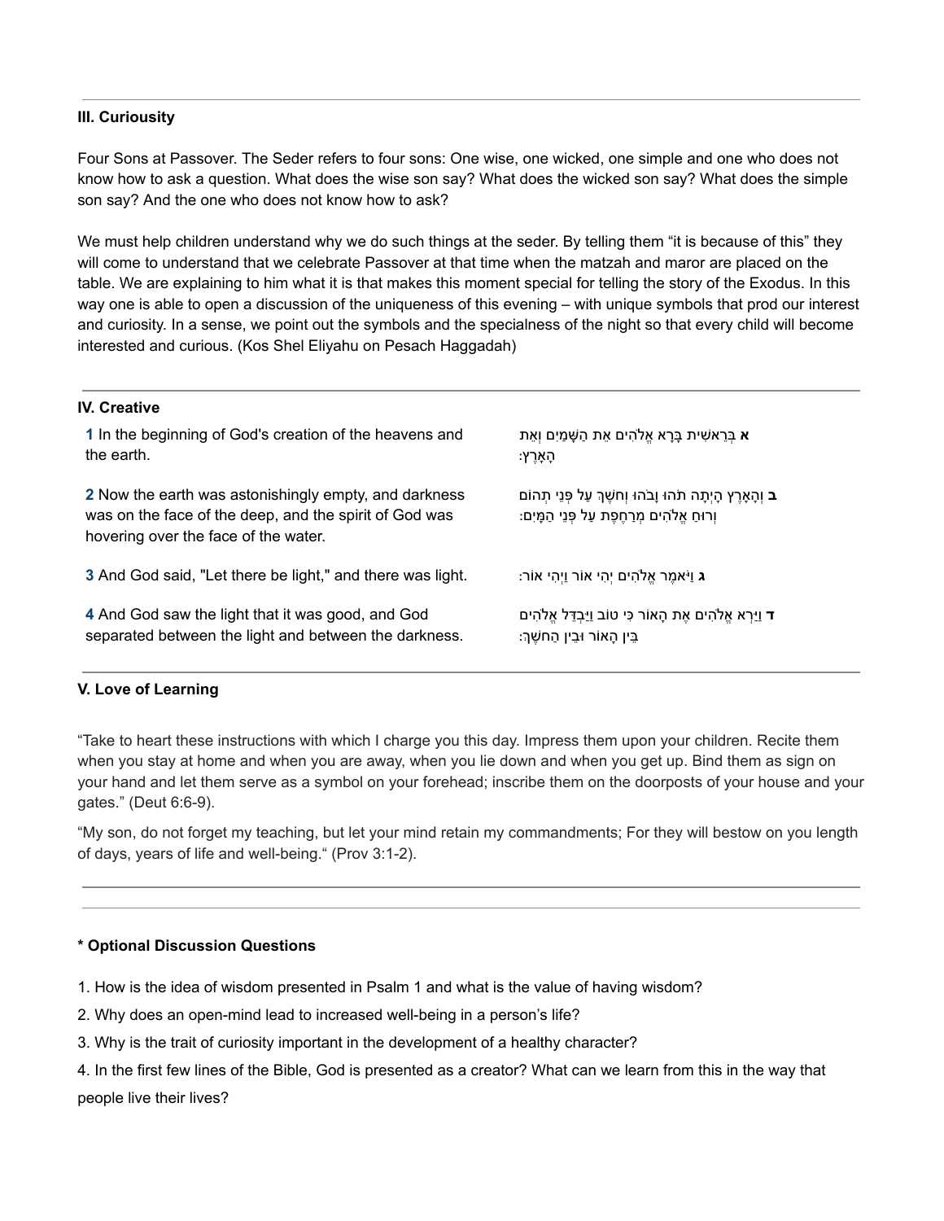### III. Curiousity

Four Sons at Passover. The Seder refers to four sons: One wise, one wicked, one simple and one who does not know how to ask a question. What does the wise son say? What does the wicked son say? What does the simple son say? And the one who does not know how to ask?

We must help children understand why we do such things at the seder. By telling them "it is because of this" they will come to understand that we celebrate Passover at that time when the matzah and maror are placed on the table. We are explaining to him what it is that makes this moment special for telling the story of the Exodus. In this way one is able to open a discussion of the uniqueness of this evening – with unique symbols that prod our interest and curiosity. In a sense, we point out the symbols and the specialness of the night so that every child will become interested and curious. (Kos Shel Eliyahu on Pesach Haggadah)

### IV. Creative

| | |
|---|---|
| **1** In the beginning of God's creation of the heavens and the earth. | **א** בְּרֵאשִׁית בָּרָא אֱלֹהִים אֵת הַשָּׁמַיִם וְאֵת הָאָרֶץ׃ |
| **2** Now the earth was astonishingly empty, and darkness was on the face of the deep, and the spirit of God was hovering over the face of the water. | **ב** וְהָאָרֶץ הָיְתָה תֹהוּ וָבֹהוּ וְחֹשֶׁךְ עַל פְּנֵי תְהוֹם וְרוּחַ אֱלֹהִים מְרַחֶפֶת עַל פְּנֵי הַמָּיִם׃ |
| **3** And God said, "Let there be light," and there was light. | **ג** וַיֹּאמֶר אֱלֹהִים יְהִי אוֹר וַיְהִי אוֹר׃ |
| **4** And God saw the light that it was good, and God separated between the light and between the darkness. | **ד** וַיַּרְא אֱלֹהִים אֶת הָאוֹר כִּי טוֹב וַיַּבְדֵּל אֱלֹהִים בֵּין הָאוֹר וּבֵין הַחֹשֶׁךְ׃ |

### V. Love of Learning

"Take to heart these instructions with which I charge you this day. Impress them upon your children. Recite them when you stay at home and when you are away, when you lie down and when you get up. Bind them as sign on your hand and let them serve as a symbol on your forehead; inscribe them on the doorposts of your house and your gates." (Deut 6:6-9).

"My son, do not forget my teaching, but let your mind retain my commandments; For they will bestow on you length of days, years of life and well-being." (Prov 3:1-2).

---

### * Optional Discussion Questions

1. How is the idea of wisdom presented in Psalm 1 and what is the value of having wisdom?
2. Why does an open-mind lead to increased well-being in a person's life?
3. Why is the trait of curiosity important in the development of a healthy character?
4. In the first few lines of the Bible, God is presented as a creator? What can we learn from this in the way that people live their lives?